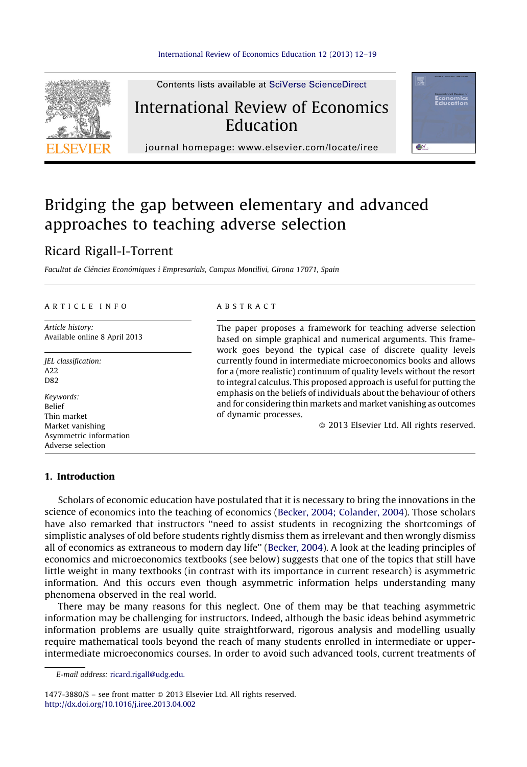Contents lists available at SciVerse ScienceDirect

# International Review of Economics Education

journal homepage: www.elsevier.com/locate/iree

# Bridging the gap between elementary and advanced approaches to teaching adverse selection

Ricard Rigall-I-Torrent

*Facultat de Ciències Econòmiques i Empresarials, Campus Montilivi, Girona 17071, Spain*

ARTICLE INFO

*Article history:*
Available online 8 April 2013

*JEL classification:*
A22
D82

*Keywords:*
Belief
Thin market
Market vanishing
Asymmetric information
Adverse selection

ABSTRACT

The paper proposes a framework for teaching adverse selection based on simple graphical and numerical arguments. This framework goes beyond the typical case of discrete quality levels currently found in intermediate microeconomics books and allows for a (more realistic) continuum of quality levels without the resort to integral calculus. This proposed approach is useful for putting the emphasis on the beliefs of individuals about the behaviour of others and for considering thin markets and market vanishing as outcomes of dynamic processes.

© 2013 Elsevier Ltd. All rights reserved.

## 1. Introduction

Scholars of economic education have postulated that it is necessary to bring the innovations in the science of economics into the teaching of economics (Becker, 2004; Colander, 2004). Those scholars have also remarked that instructors "need to assist students in recognizing the shortcomings of simplistic analyses of old before students rightly dismiss them as irrelevant and then wrongly dismiss all of economics as extraneous to modern day life" (Becker, 2004). A look at the leading principles of economics and microeconomics textbooks (see below) suggests that one of the topics that still have little weight in many textbooks (in contrast with its importance in current research) is asymmetric information. And this occurs even though asymmetric information helps understanding many phenomena observed in the real world.

There may be many reasons for this neglect. One of them may be that teaching asymmetric information may be challenging for instructors. Indeed, although the basic ideas behind asymmetric information problems are usually quite straightforward, rigorous analysis and modelling usually require mathematical tools beyond the reach of many students enrolled in intermediate or upper-intermediate microeconomics courses. In order to avoid such advanced tools, current treatments of

*E-mail address:* ricard.rigall@udg.edu.

1477-3880/$ – see front matter © 2013 Elsevier Ltd. All rights reserved.
http://dx.doi.org/10.1016/j.iree.2013.04.002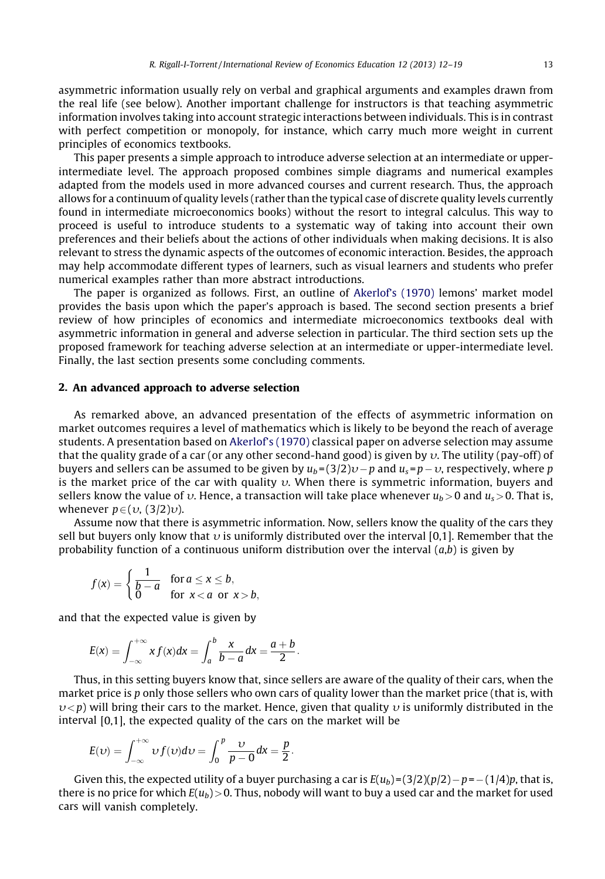asymmetric information usually rely on verbal and graphical arguments and examples drawn from the real life (see below). Another important challenge for instructors is that teaching asymmetric information involves taking into account strategic interactions between individuals. This is in contrast with perfect competition or monopoly, for instance, which carry much more weight in current principles of economics textbooks.

This paper presents a simple approach to introduce adverse selection at an intermediate or upper-intermediate level. The approach proposed combines simple diagrams and numerical examples adapted from the models used in more advanced courses and current research. Thus, the approach allows for a continuum of quality levels (rather than the typical case of discrete quality levels currently found in intermediate microeconomics books) without the resort to integral calculus. This way to proceed is useful to introduce students to a systematic way of taking into account their own preferences and their beliefs about the actions of other individuals when making decisions. It is also relevant to stress the dynamic aspects of the outcomes of economic interaction. Besides, the approach may help accommodate different types of learners, such as visual learners and students who prefer numerical examples rather than more abstract introductions.

The paper is organized as follows. First, an outline of Akerlof's (1970) lemons' market model provides the basis upon which the paper's approach is based. The second section presents a brief review of how principles of economics and intermediate microeconomics textbooks deal with asymmetric information in general and adverse selection in particular. The third section sets up the proposed framework for teaching adverse selection at an intermediate or upper-intermediate level. Finally, the last section presents some concluding comments.

## 2. An advanced approach to adverse selection

As remarked above, an advanced presentation of the effects of asymmetric information on market outcomes requires a level of mathematics which is likely to be beyond the reach of average students. A presentation based on Akerlof's (1970) classical paper on adverse selection may assume that the quality grade of a car (or any other second-hand good) is given by $\upsilon$. The utility (pay-off) of buyers and sellers can be assumed to be given by $u_b=(3/2)\upsilon - p$ and $u_s = p - \upsilon$, respectively, where $p$ is the market price of the car with quality $\upsilon$. When there is symmetric information, buyers and sellers know the value of $\upsilon$. Hence, a transaction will take place whenever $u_b > 0$ and $u_s > 0$. That is, whenever $p \in (\upsilon, (3/2)\upsilon)$.

Assume now that there is asymmetric information. Now, sellers know the quality of the cars they sell but buyers only know that $\upsilon$ is uniformly distributed over the interval [0,1]. Remember that the probability function of a continuous uniform distribution over the interval $(a,b)$ is given by

$$f(x) = \begin{cases} \dfrac{1}{b-a} & \text{for } a \leq x \leq b, \\ 0 & \text{for } x < a \text{ or } x > b, \end{cases}$$

and that the expected value is given by

$$E(x) = \int_{-\infty}^{+\infty} x f(x)dx = \int_a^b \frac{x}{b-a}dx = \frac{a+b}{2}.$$

Thus, in this setting buyers know that, since sellers are aware of the quality of their cars, when the market price is $p$ only those sellers who own cars of quality lower than the market price (that is, with $\upsilon < p$) will bring their cars to the market. Hence, given that quality $\upsilon$ is uniformly distributed in the interval [0,1], the expected quality of the cars on the market will be

$$E(\upsilon) = \int_{-\infty}^{+\infty} \upsilon f(\upsilon)d\upsilon = \int_0^p \frac{\upsilon}{p-0}dx = \frac{p}{2}.$$

Given this, the expected utility of a buyer purchasing a car is $E(u_b)=(3/2)(p/2) - p = -(1/4)p$, that is, there is no price for which $E(u_b) > 0$. Thus, nobody will want to buy a used car and the market for used cars will vanish completely.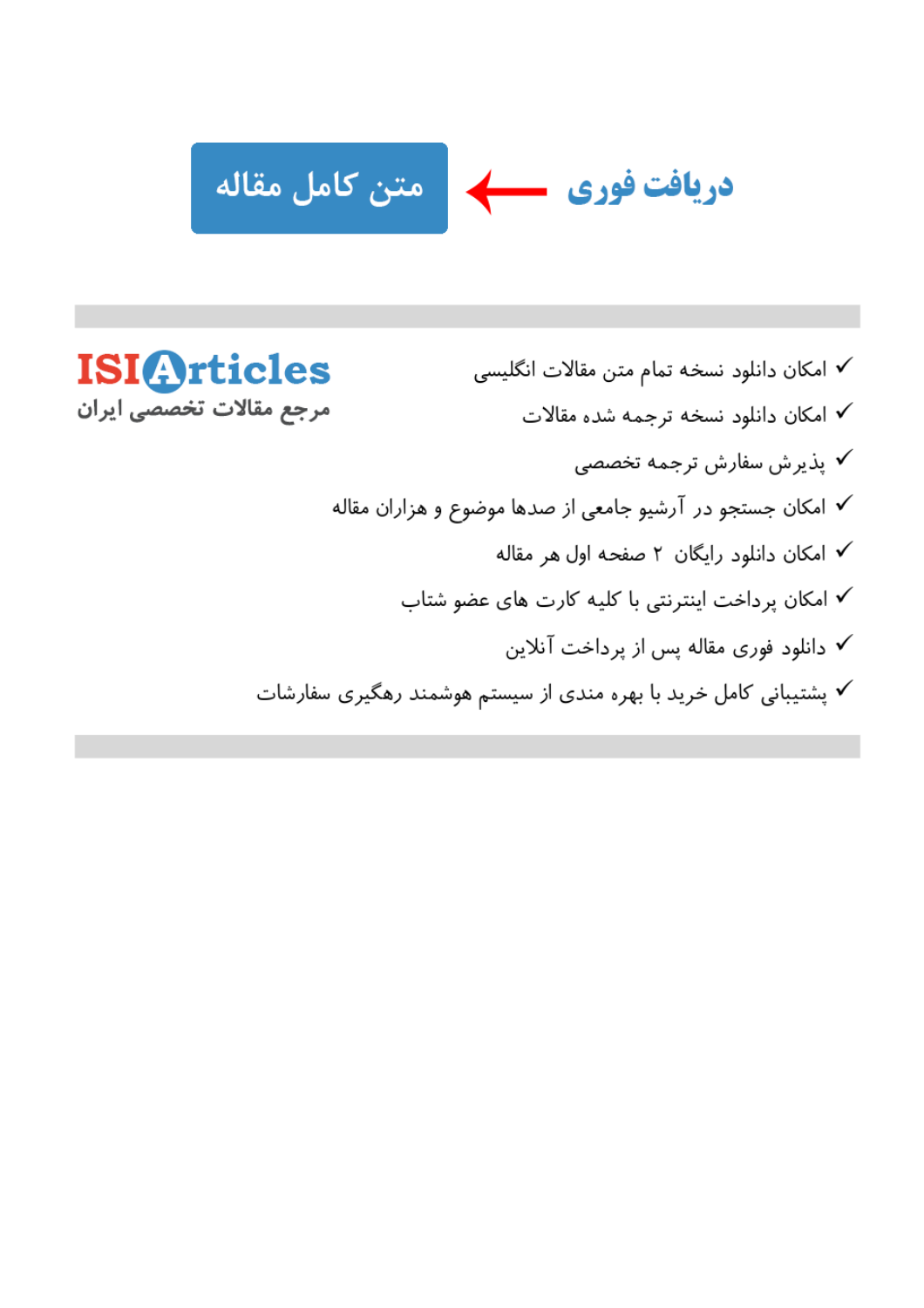دریافت فوری ← متن کامل مقاله

**ISIArticles**
مرجع مقالات تخصصی ایران

- ✓ امکان دانلود نسخه تمام متن مقالات انگلیسی
- ✓ امکان دانلود نسخه ترجمه شده مقالات
- ✓ پذیرش سفارش ترجمه تخصصی
- ✓ امکان جستجو در آرشیو جامعی از صدها موضوع و هزاران مقاله
- ✓ امکان دانلود رایگان ۲ صفحه اول هر مقاله
- ✓ امکان پرداخت اینترنتی با کلیه کارت های عضو شتاب
- ✓ دانلود فوری مقاله پس از پرداخت آنلاین
- ✓ پشتیبانی کامل خرید با بهره مندی از سیستم هوشمند رهگیری سفارشات